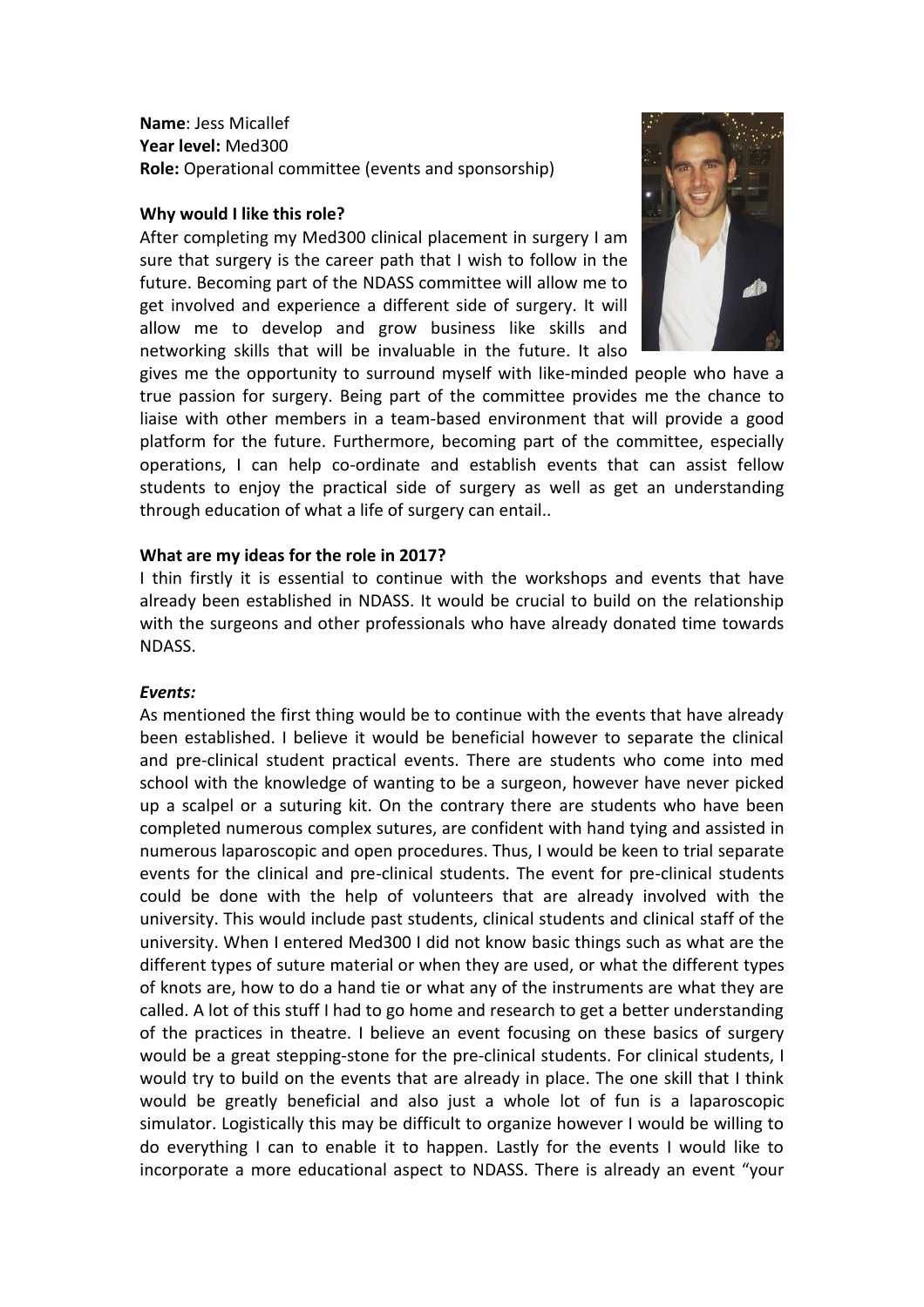**Name**: Jess Micallef
**Year level:** Med300
**Role:** Operational committee (events and sponsorship)

**Why would I like this role?**

After completing my Med300 clinical placement in surgery I am sure that surgery is the career path that I wish to follow in the future. Becoming part of the NDASS committee will allow me to get involved and experience a different side of surgery. It will allow me to develop and grow business like skills and networking skills that will be invaluable in the future. It also gives me the opportunity to surround myself with like-minded people who have a true passion for surgery. Being part of the committee provides me the chance to liaise with other members in a team-based environment that will provide a good platform for the future. Furthermore, becoming part of the committee, especially operations, I can help co-ordinate and establish events that can assist fellow students to enjoy the practical side of surgery as well as get an understanding through education of what a life of surgery can entail..

**What are my ideas for the role in 2017?**

I thin firstly it is essential to continue with the workshops and events that have already been established in NDASS. It would be crucial to build on the relationship with the surgeons and other professionals who have already donated time towards NDASS.

***Events:***

As mentioned the first thing would be to continue with the events that have already been established. I believe it would be beneficial however to separate the clinical and pre-clinical student practical events. There are students who come into med school with the knowledge of wanting to be a surgeon, however have never picked up a scalpel or a suturing kit. On the contrary there are students who have been completed numerous complex sutures, are confident with hand tying and assisted in numerous laparoscopic and open procedures. Thus, I would be keen to trial separate events for the clinical and pre-clinical students. The event for pre-clinical students could be done with the help of volunteers that are already involved with the university. This would include past students, clinical students and clinical staff of the university. When I entered Med300 I did not know basic things such as what are the different types of suture material or when they are used, or what the different types of knots are, how to do a hand tie or what any of the instruments are what they are called. A lot of this stuff I had to go home and research to get a better understanding of the practices in theatre. I believe an event focusing on these basics of surgery would be a great stepping-stone for the pre-clinical students. For clinical students, I would try to build on the events that are already in place. The one skill that I think would be greatly beneficial and also just a whole lot of fun is a laparoscopic simulator. Logistically this may be difficult to organize however I would be willing to do everything I can to enable it to happen. Lastly for the events I would like to incorporate a more educational aspect to NDASS. There is already an event "your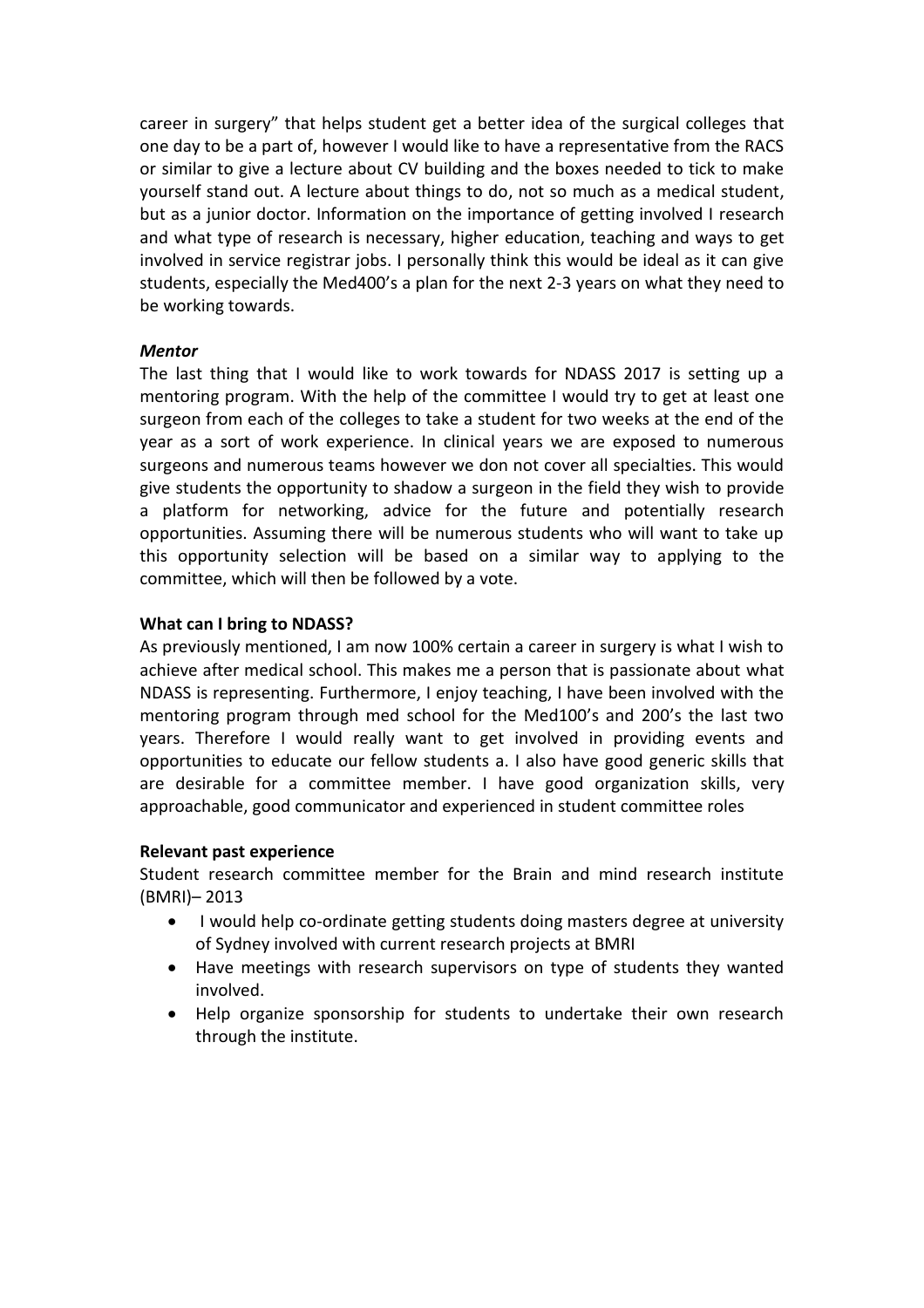career in surgery" that helps student get a better idea of the surgical colleges that one day to be a part of, however I would like to have a representative from the RACS or similar to give a lecture about CV building and the boxes needed to tick to make yourself stand out. A lecture about things to do, not so much as a medical student, but as a junior doctor. Information on the importance of getting involved I research and what type of research is necessary, higher education, teaching and ways to get involved in service registrar jobs. I personally think this would be ideal as it can give students, especially the Med400's a plan for the next 2-3 years on what they need to be working towards.

***Mentor***

The last thing that I would like to work towards for NDASS 2017 is setting up a mentoring program. With the help of the committee I would try to get at least one surgeon from each of the colleges to take a student for two weeks at the end of the year as a sort of work experience. In clinical years we are exposed to numerous surgeons and numerous teams however we don not cover all specialties. This would give students the opportunity to shadow a surgeon in the field they wish to provide a platform for networking, advice for the future and potentially research opportunities. Assuming there will be numerous students who will want to take up this opportunity selection will be based on a similar way to applying to the committee, which will then be followed by a vote.

**What can I bring to NDASS?**

As previously mentioned, I am now 100% certain a career in surgery is what I wish to achieve after medical school. This makes me a person that is passionate about what NDASS is representing. Furthermore, I enjoy teaching, I have been involved with the mentoring program through med school for the Med100's and 200's the last two years. Therefore I would really want to get involved in providing events and opportunities to educate our fellow students a. I also have good generic skills that are desirable for a committee member. I have good organization skills, very approachable, good communicator and experienced in student committee roles

**Relevant past experience**

Student research committee member for the Brain and mind research institute (BMRI)– 2013

- I would help co-ordinate getting students doing masters degree at university of Sydney involved with current research projects at BMRI
- Have meetings with research supervisors on type of students they wanted involved.
- Help organize sponsorship for students to undertake their own research through the institute.